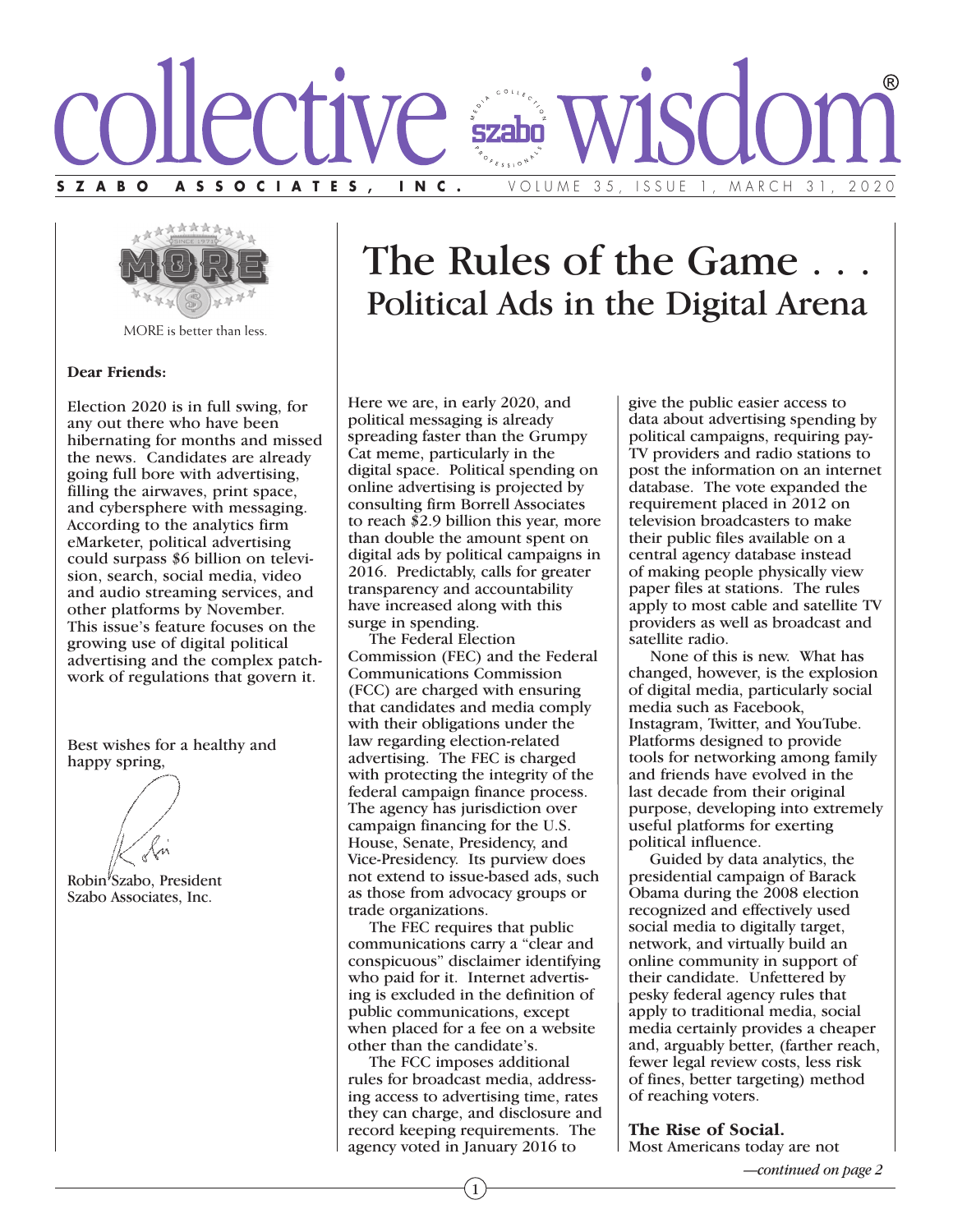# collective wisdom®

**SZABO ASSOCIATES, INC.** VOLUME 35, ISSUE 1, MARCH 31, 2020

MORE is better than less.

**Dear Friends:**

Election 2020 is in full swing, for any out there who have been hibernating for months and missed the news. Candidates are already going full bore with advertising, filling the airwaves, print space, and cybersphere with messaging. According to the analytics firm eMarketer, political advertising could surpass $6 billion on television, search, social media, video and audio streaming services, and other platforms by November. This issue's feature focuses on the growing use of digital political advertising and the complex patchwork of regulations that govern it.

Best wishes for a healthy and happy spring,

Robin Szabo, President
Szabo Associates, Inc.

# The Rules of the Game . . .
## Political Ads in the Digital Arena

Here we are, in early 2020, and political messaging is already spreading faster than the Grumpy Cat meme, particularly in the digital space. Political spending on online advertising is projected by consulting firm Borrell Associates to reach $2.9 billion this year, more than double the amount spent on digital ads by political campaigns in 2016. Predictably, calls for greater transparency and accountability have increased along with this surge in spending.

The Federal Election Commission (FEC) and the Federal Communications Commission (FCC) are charged with ensuring that candidates and media comply with their obligations under the law regarding election-related advertising. The FEC is charged with protecting the integrity of the federal campaign finance process. The agency has jurisdiction over campaign financing for the U.S. House, Senate, Presidency, and Vice-Presidency. Its purview does not extend to issue-based ads, such as those from advocacy groups or trade organizations.

The FEC requires that public communications carry a "clear and conspicuous" disclaimer identifying who paid for it. Internet advertising is excluded in the definition of public communications, except when placed for a fee on a website other than the candidate's.

The FCC imposes additional rules for broadcast media, addressing access to advertising time, rates they can charge, and disclosure and record keeping requirements. The agency voted in January 2016 to give the public easier access to data about advertising spending by political campaigns, requiring pay-TV providers and radio stations to post the information on an internet database. The vote expanded the requirement placed in 2012 on television broadcasters to make their public files available on a central agency database instead of making people physically view paper files at stations. The rules apply to most cable and satellite TV providers as well as broadcast and satellite radio.

None of this is new. What has changed, however, is the explosion of digital media, particularly social media such as Facebook, Instagram, Twitter, and YouTube. Platforms designed to provide tools for networking among family and friends have evolved in the last decade from their original purpose, developing into extremely useful platforms for exerting political influence.

Guided by data analytics, the presidential campaign of Barack Obama during the 2008 election recognized and effectively used social media to digitally target, network, and virtually build an online community in support of their candidate. Unfettered by pesky federal agency rules that apply to traditional media, social media certainly provides a cheaper and, arguably better, (farther reach, fewer legal review costs, less risk of fines, better targeting) method of reaching voters.

**The Rise of Social.**
Most Americans today are not

*—continued on page 2*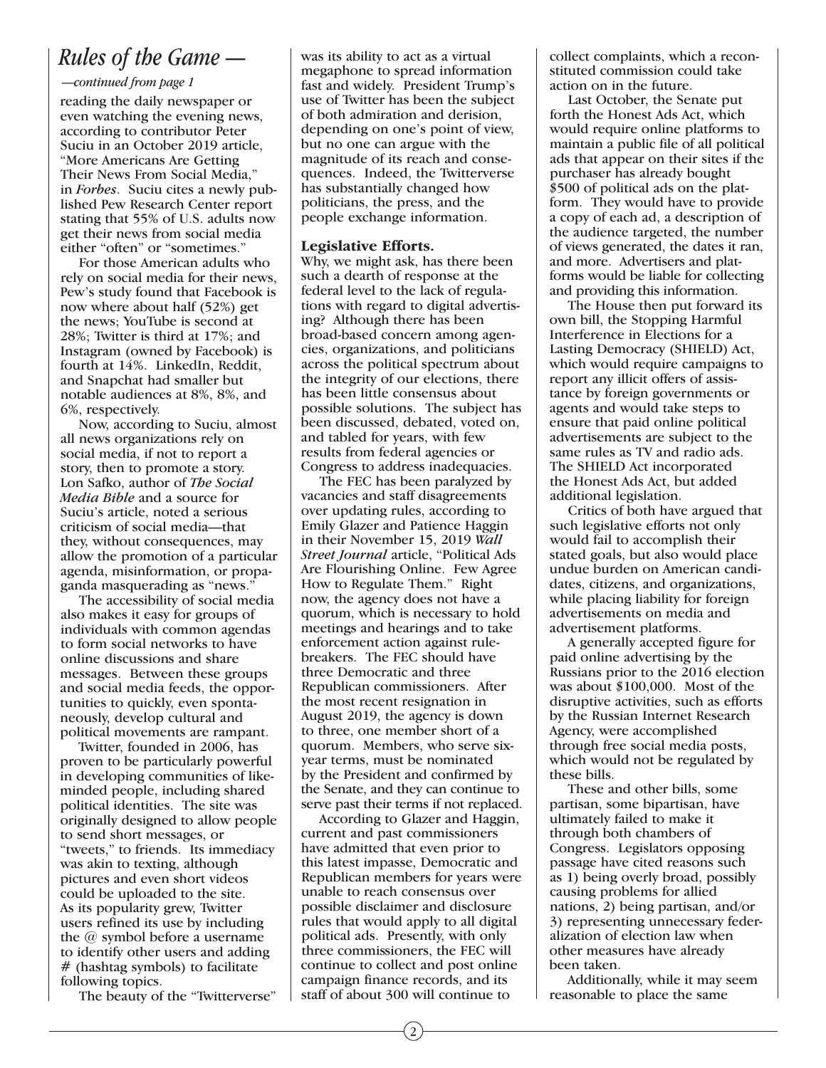## *Rules of the Game —*

*—continued from page 1*

reading the daily newspaper or even watching the evening news, according to contributor Peter Suciu in an October 2019 article, "More Americans Are Getting Their News From Social Media," in *Forbes*. Suciu cites a newly published Pew Research Center report stating that 55% of U.S. adults now get their news from social media either "often" or "sometimes."

For those American adults who rely on social media for their news, Pew's study found that Facebook is now where about half (52%) get the news; YouTube is second at 28%; Twitter is third at 17%; and Instagram (owned by Facebook) is fourth at 14%. LinkedIn, Reddit, and Snapchat had smaller but notable audiences at 8%, 8%, and 6%, respectively.

Now, according to Suciu, almost all news organizations rely on social media, if not to report a story, then to promote a story. Lon Safko, author of *The Social Media Bible* and a source for Suciu's article, noted a serious criticism of social media—that they, without consequences, may allow the promotion of a particular agenda, misinformation, or propaganda masquerading as "news."

The accessibility of social media also makes it easy for groups of individuals with common agendas to form social networks to have online discussions and share messages. Between these groups and social media feeds, the opportunities to quickly, even spontaneously, develop cultural and political movements are rampant.

Twitter, founded in 2006, has proven to be particularly powerful in developing communities of like-minded people, including shared political identities. The site was originally designed to allow people to send short messages, or "tweets," to friends. Its immediacy was akin to texting, although pictures and even short videos could be uploaded to the site. As its popularity grew, Twitter users refined its use by including the @ symbol before a username to identify other users and adding # (hashtag symbols) to facilitate following topics.

The beauty of the "Twitterverse" was its ability to act as a virtual megaphone to spread information fast and widely. President Trump's use of Twitter has been the subject of both admiration and derision, depending on one's point of view, but no one can argue with the magnitude of its reach and consequences. Indeed, the Twitterverse has substantially changed how politicians, the press, and the people exchange information.

**Legislative Efforts.**

Why, we might ask, has there been such a dearth of response at the federal level to the lack of regulations with regard to digital advertising? Although there has been broad-based concern among agencies, organizations, and politicians across the political spectrum about the integrity of our elections, there has been little consensus about possible solutions. The subject has been discussed, debated, voted on, and tabled for years, with few results from federal agencies or Congress to address inadequacies.

The FEC has been paralyzed by vacancies and staff disagreements over updating rules, according to Emily Glazer and Patience Haggin in their November 15, 2019 *Wall Street Journal* article, "Political Ads Are Flourishing Online. Few Agree How to Regulate Them." Right now, the agency does not have a quorum, which is necessary to hold meetings and hearings and to take enforcement action against rule-breakers. The FEC should have three Democratic and three Republican commissioners. After the most recent resignation in August 2019, the agency is down to three, one member short of a quorum. Members, who serve six-year terms, must be nominated by the President and confirmed by the Senate, and they can continue to serve past their terms if not replaced.

According to Glazer and Haggin, current and past commissioners have admitted that even prior to this latest impasse, Democratic and Republican members for years were unable to reach consensus over possible disclaimer and disclosure rules that would apply to all digital political ads. Presently, with only three commissioners, the FEC will continue to collect and post online campaign finance records, and its staff of about 300 will continue to collect complaints, which a reconstituted commission could take action on in the future.

Last October, the Senate put forth the Honest Ads Act, which would require online platforms to maintain a public file of all political ads that appear on their sites if the purchaser has already bought $500 of political ads on the platform. They would have to provide a copy of each ad, a description of the audience targeted, the number of views generated, the dates it ran, and more. Advertisers and platforms would be liable for collecting and providing this information.

The House then put forward its own bill, the Stopping Harmful Interference in Elections for a Lasting Democracy (SHIELD) Act, which would require campaigns to report any illicit offers of assistance by foreign governments or agents and would take steps to ensure that paid online political advertisements are subject to the same rules as TV and radio ads. The SHIELD Act incorporated the Honest Ads Act, but added additional legislation.

Critics of both have argued that such legislative efforts not only would fail to accomplish their stated goals, but also would place undue burden on American candidates, citizens, and organizations, while placing liability for foreign advertisements on media and advertisement platforms.

A generally accepted figure for paid online advertising by the Russians prior to the 2016 election was about $100,000. Most of the disruptive activities, such as efforts by the Russian Internet Research Agency, were accomplished through free social media posts, which would not be regulated by these bills.

These and other bills, some partisan, some bipartisan, have ultimately failed to make it through both chambers of Congress. Legislators opposing passage have cited reasons such as 1) being overly broad, possibly causing problems for allied nations, 2) being partisan, and/or 3) representing unnecessary federalization of election law when other measures have already been taken.

Additionally, while it may seem reasonable to place the same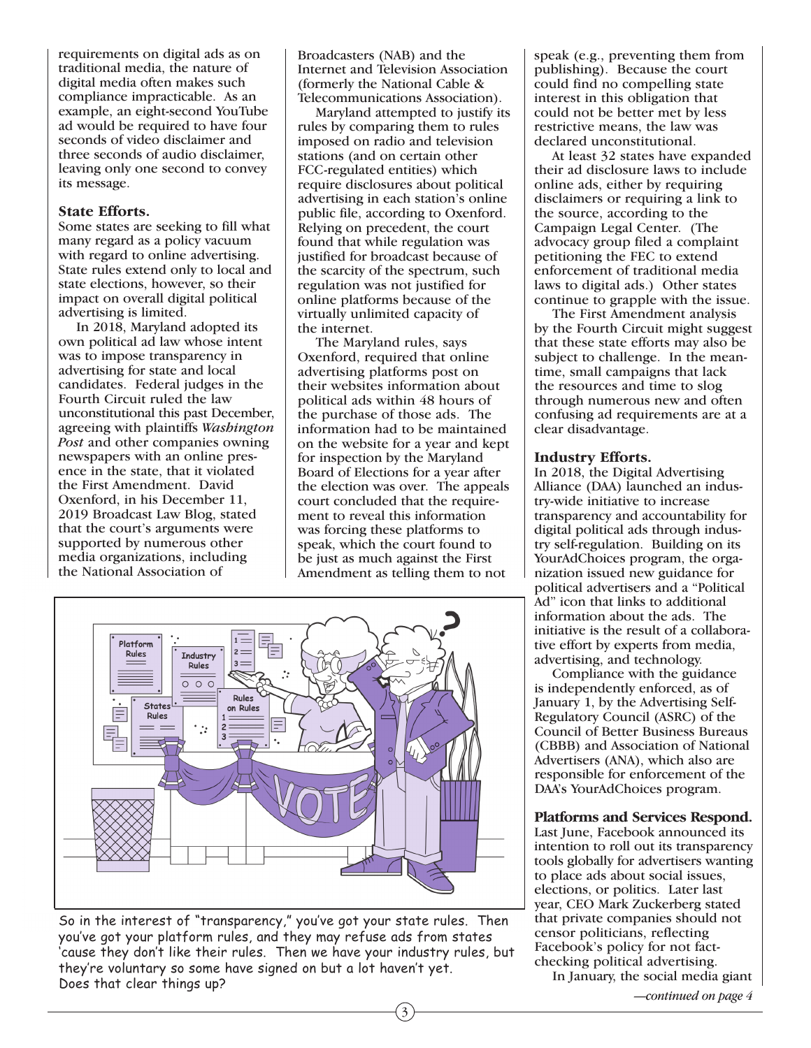requirements on digital ads as on traditional media, the nature of digital media often makes such compliance impracticable. As an example, an eight-second YouTube ad would be required to have four seconds of video disclaimer and three seconds of audio disclaimer, leaving only one second to convey its message.

### State Efforts.

Some states are seeking to fill what many regard as a policy vacuum with regard to online advertising. State rules extend only to local and state elections, however, so their impact on overall digital political advertising is limited.

In 2018, Maryland adopted its own political ad law whose intent was to impose transparency in advertising for state and local candidates. Federal judges in the Fourth Circuit ruled the law unconstitutional this past December, agreeing with plaintiffs *Washington Post* and other companies owning newspapers with an online presence in the state, that it violated the First Amendment. David Oxenford, in his December 11, 2019 Broadcast Law Blog, stated that the court's arguments were supported by numerous other media organizations, including the National Association of Broadcasters (NAB) and the Internet and Television Association (formerly the National Cable & Telecommunications Association).

Maryland attempted to justify its rules by comparing them to rules imposed on radio and television stations (and on certain other FCC-regulated entities) which require disclosures about political advertising in each station's online public file, according to Oxenford. Relying on precedent, the court found that while regulation was justified for broadcast because of the scarcity of the spectrum, such regulation was not justified for online platforms because of the virtually unlimited capacity of the internet.

The Maryland rules, says Oxenford, required that online advertising platforms post on their websites information about political ads within 48 hours of the purchase of those ads. The information had to be maintained on the website for a year and kept for inspection by the Maryland Board of Elections for a year after the election was over. The appeals court concluded that the requirement to reveal this information was forcing these platforms to speak, which the court found to be just as much against the First Amendment as telling them to not speak (e.g., preventing them from publishing). Because the court could find no compelling state interest in this obligation that could not be better met by less restrictive means, the law was declared unconstitutional.

At least 32 states have expanded their ad disclosure laws to include online ads, either by requiring disclaimers or requiring a link to the source, according to the Campaign Legal Center. (The advocacy group filed a complaint petitioning the FEC to extend enforcement of traditional media laws to digital ads.) Other states continue to grapple with the issue.

The First Amendment analysis by the Fourth Circuit might suggest that these state efforts may also be subject to challenge. In the meantime, small campaigns that lack the resources and time to slog through numerous new and often confusing ad requirements are at a clear disadvantage.

So in the interest of "transparency," you've got your state rules. Then you've got your platform rules, and they may refuse ads from states 'cause they don't like their rules. Then we have your industry rules, but they're voluntary so some have signed on but a lot haven't yet. Does that clear things up?

### Industry Efforts.

In 2018, the Digital Advertising Alliance (DAA) launched an industry-wide initiative to increase transparency and accountability for digital political ads through industry self-regulation. Building on its YourAdChoices program, the organization issued new guidance for political advertisers and a "Political Ad" icon that links to additional information about the ads. The initiative is the result of a collaborative effort by experts from media, advertising, and technology.

Compliance with the guidance is independently enforced, as of January 1, by the Advertising Self-Regulatory Council (ASRC) of the Council of Better Business Bureaus (CBBB) and Association of National Advertisers (ANA), which also are responsible for enforcement of the DAA's YourAdChoices program.

### Platforms and Services Respond.

Last June, Facebook announced its intention to roll out its transparency tools globally for advertisers wanting to place ads about social issues, elections, or politics. Later last year, CEO Mark Zuckerberg stated that private companies should not censor politicians, reflecting Facebook's policy for not fact-checking political advertising.

In January, the social media giant

*—continued on page 4*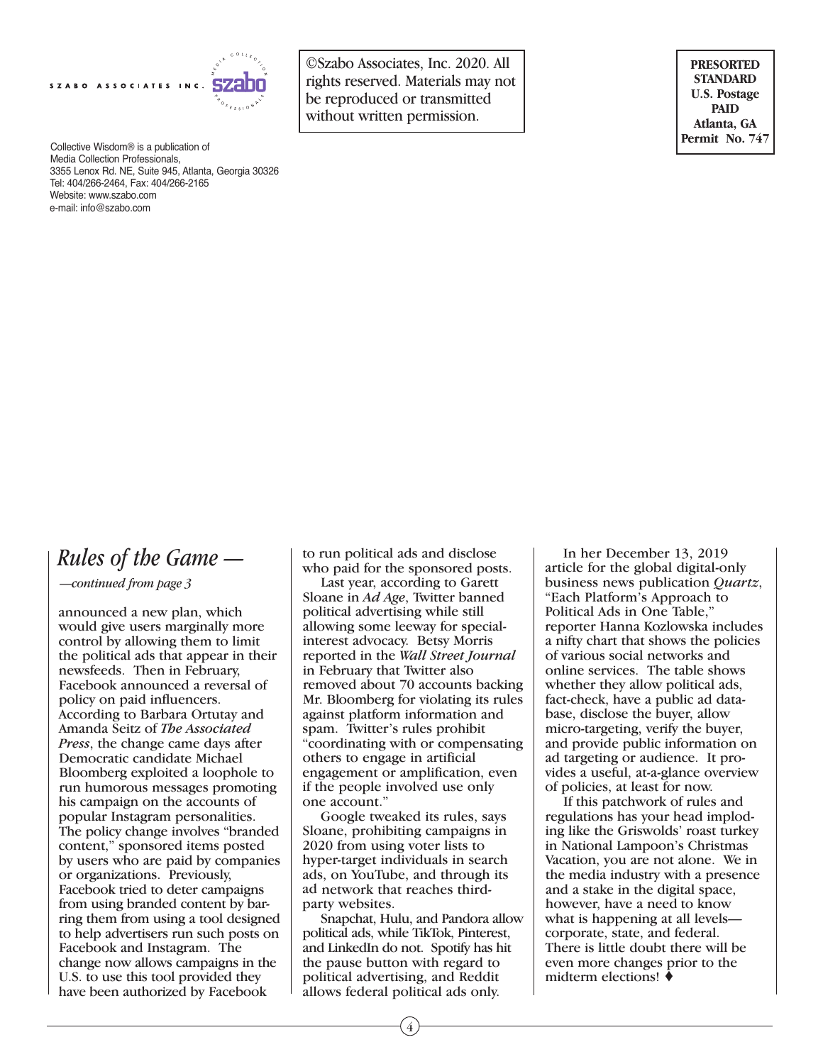SZABO ASSOCIATES INC.

Collective Wisdom® is a publication of
Media Collection Professionals,
3355 Lenox Rd. NE, Suite 945, Atlanta, Georgia 30326
Tel: 404/266-2464, Fax: 404/266-2165
Website: www.szabo.com
e-mail: info@szabo.com

©Szabo Associates, Inc. 2020. All rights reserved. Materials may not be reproduced or transmitted without written permission.

**PRESORTED STANDARD U.S. Postage PAID Atlanta, GA Permit No. 747**

# *Rules of the Game —*

*—continued from page 3*

announced a new plan, which would give users marginally more control by allowing them to limit the political ads that appear in their newsfeeds. Then in February, Facebook announced a reversal of policy on paid influencers. According to Barbara Ortutay and Amanda Seitz of *The Associated Press*, the change came days after Democratic candidate Michael Bloomberg exploited a loophole to run humorous messages promoting his campaign on the accounts of popular Instagram personalities. The policy change involves "branded content," sponsored items posted by users who are paid by companies or organizations. Previously, Facebook tried to deter campaigns from using branded content by barring them from using a tool designed to help advertisers run such posts on Facebook and Instagram. The change now allows campaigns in the U.S. to use this tool provided they have been authorized by Facebook to run political ads and disclose who paid for the sponsored posts.

Last year, according to Garett Sloane in *Ad Age*, Twitter banned political advertising while still allowing some leeway for special-interest advocacy. Betsy Morris reported in the *Wall Street Journal* in February that Twitter also removed about 70 accounts backing Mr. Bloomberg for violating its rules against platform information and spam. Twitter's rules prohibit "coordinating with or compensating others to engage in artificial engagement or amplification, even if the people involved use only one account."

Google tweaked its rules, says Sloane, prohibiting campaigns in 2020 from using voter lists to hyper-target individuals in search ads, on YouTube, and through its ad network that reaches third-party websites.

Snapchat, Hulu, and Pandora allow political ads, while TikTok, Pinterest, and LinkedIn do not. Spotify has hit the pause button with regard to political advertising, and Reddit allows federal political ads only.

In her December 13, 2019 article for the global digital-only business news publication *Quartz*, "Each Platform's Approach to Political Ads in One Table," reporter Hanna Kozlowska includes a nifty chart that shows the policies of various social networks and online services. The table shows whether they allow political ads, fact-check, have a public ad database, disclose the buyer, allow micro-targeting, verify the buyer, and provide public information on ad targeting or audience. It provides a useful, at-a-glance overview of policies, at least for now.

If this patchwork of rules and regulations has your head imploding like the Griswolds' roast turkey in National Lampoon's Christmas Vacation, you are not alone. We in the media industry with a presence and a stake in the digital space, however, have a need to know what is happening at all levels—corporate, state, and federal. There is little doubt there will be even more changes prior to the midterm elections! ♦